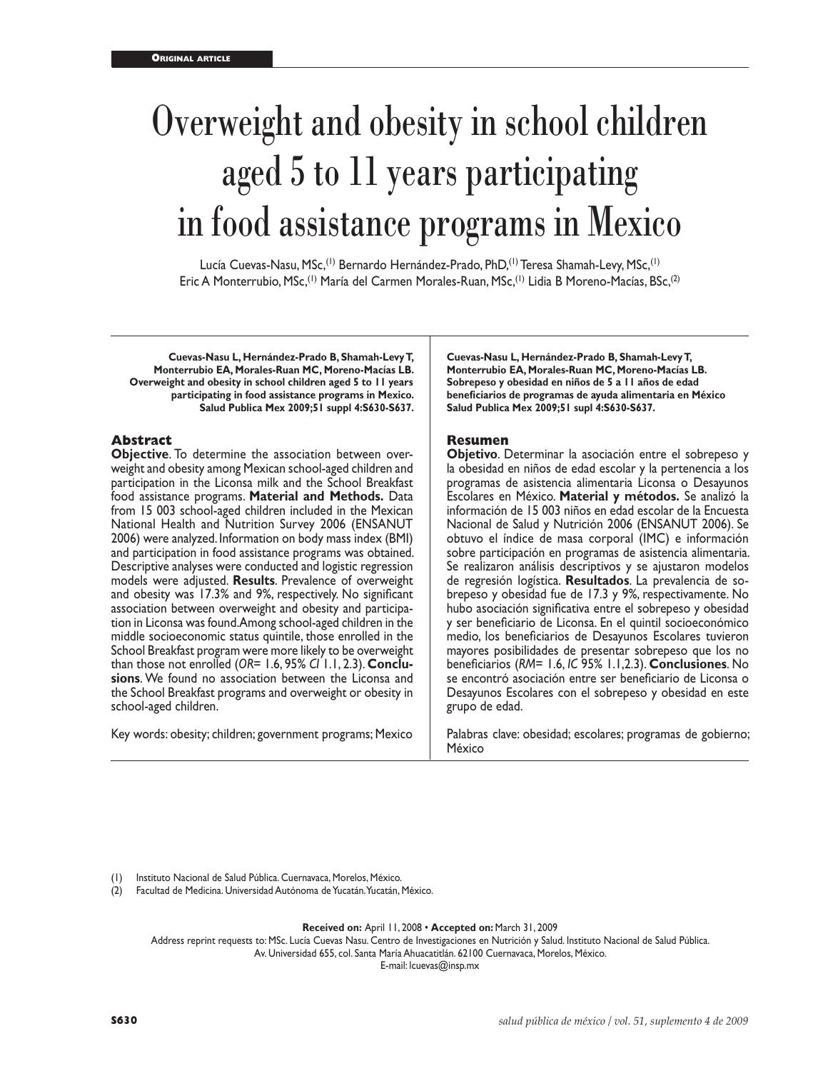Original article

# Overweight and obesity in school children aged 5 to 11 years participating in food assistance programs in Mexico

Lucía Cuevas-Nasu, MSc,[1] Bernardo Hernández-Prado, PhD,[1] Teresa Shamah-Levy, MSc,[1] Eric A Monterrubio, MSc,[1] María del Carmen Morales-Ruan, MSc,[1] Lidia B Moreno-Macías, BSc,[2]

**Cuevas-Nasu L, Hernández-Prado B, Shamah-Levy T, Monterrubio EA, Morales-Ruan MC, Moreno-Macías LB. Overweight and obesity in school children aged 5 to 11 years participating in food assistance programs in Mexico. Salud Publica Mex 2009;51 suppl 4:S630-S637.**

## Abstract

**Objective**. To determine the association between overweight and obesity among Mexican school-aged children and participation in the Liconsa milk and the School Breakfast food assistance programs. **Material and Methods.** Data from 15 003 school-aged children included in the Mexican National Health and Nutrition Survey 2006 (ENSANUT 2006) were analyzed. Information on body mass index (BMI) and participation in food assistance programs was obtained. Descriptive analyses were conducted and logistic regression models were adjusted. **Results**. Prevalence of overweight and obesity was 17.3% and 9%, respectively. No significant association between overweight and obesity and participation in Liconsa was found. Among school-aged children in the middle socioeconomic status quintile, those enrolled in the School Breakfast program were more likely to be overweight than those not enrolled (*OR*= 1.6, 95% *CI* 1.1, 2.3). **Conclusions**. We found no association between the Liconsa and the School Breakfast programs and overweight or obesity in school-aged children.

Key words: obesity; children; government programs; Mexico

**Cuevas-Nasu L, Hernández-Prado B, Shamah-Levy T, Monterrubio EA, Morales-Ruan MC, Moreno-Macías LB. Sobrepeso y obesidad en niños de 5 a 11 años de edad beneficiarios de programas de ayuda alimentaria en México Salud Publica Mex 2009;51 supl 4:S630-S637.**

## Resumen

**Objetivo**. Determinar la asociación entre el sobrepeso y la obesidad en niños de edad escolar y la pertenencia a los programas de asistencia alimentaria Liconsa o Desayunos Escolares en México. **Material y métodos.** Se analizó la información de 15 003 niños en edad escolar de la Encuesta Nacional de Salud y Nutrición 2006 (ENSANUT 2006). Se obtuvo el índice de masa corporal (IMC) e información sobre participación en programas de asistencia alimentaria. Se realizaron análisis descriptivos y se ajustaron modelos de regresión logística. **Resultados**. La prevalencia de sobrepeso y obesidad fue de 17.3 y 9%, respectivamente. No hubo asociación significativa entre el sobrepeso y obesidad y ser beneficiario de Liconsa. En el quintil socioeconómico medio, los beneficiarios de Desayunos Escolares tuvieron mayores posibilidades de presentar sobrepeso que los no beneficiarios (*RM*= 1.6, *IC* 95% 1.1,2.3). **Conclusiones**. No se encontró asociación entre ser beneficiario de Liconsa o Desayunos Escolares con el sobrepeso y obesidad en este grupo de edad.

Palabras clave: obesidad; escolares; programas de gobierno; México

(1) Instituto Nacional de Salud Pública. Cuernavaca, Morelos, México.
(2) Facultad de Medicina. Universidad Autónoma de Yucatán. Yucatán, México.

**Received on:** April 11, 2008 • **Accepted on:** March 31, 2009

Address reprint requests to: MSc. Lucía Cuevas Nasu. Centro de Investigaciones en Nutrición y Salud. Instituto Nacional de Salud Pública. Av. Universidad 655, col. Santa María Ahuacatitlán. 62100 Cuernavaca, Morelos, México.
E-mail: lcuevas@insp.mx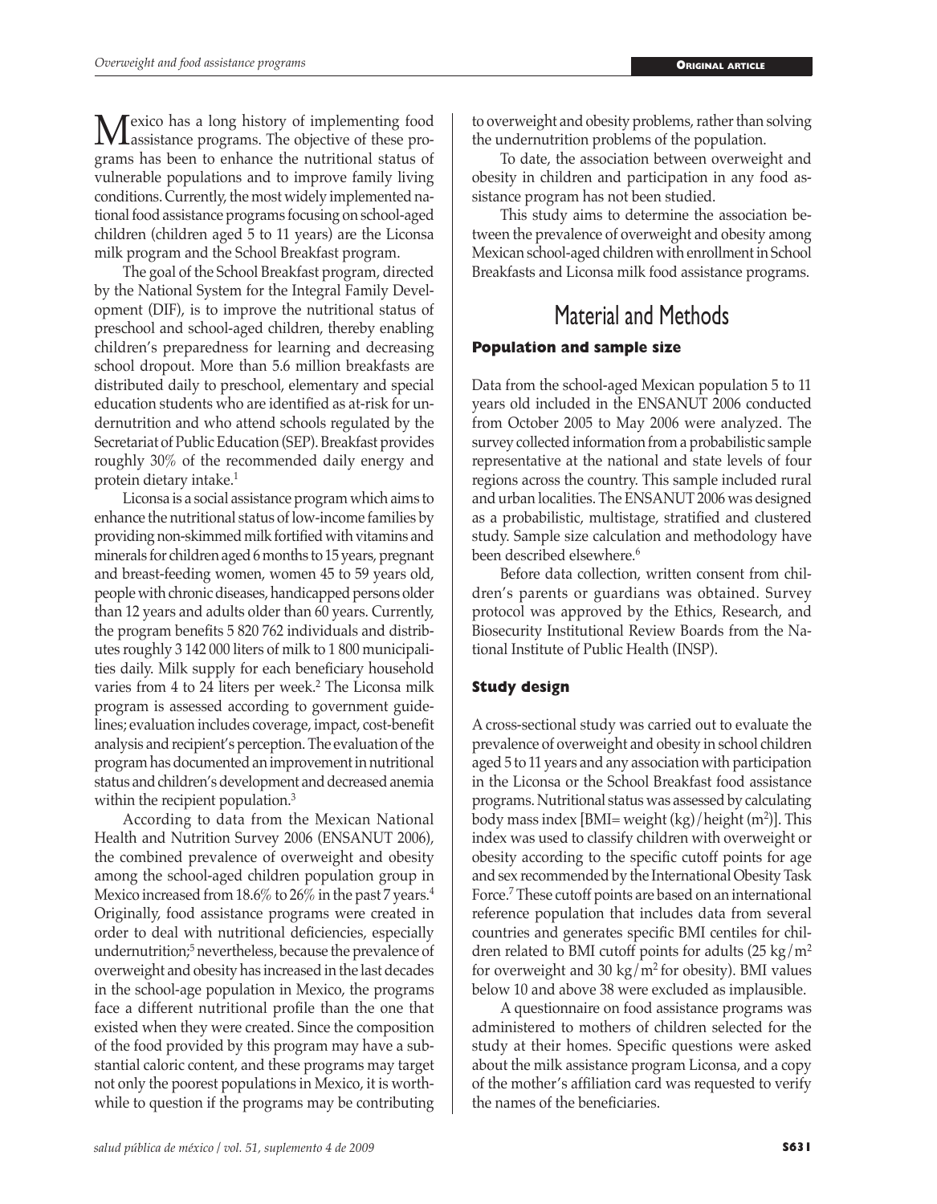Mexico has a long history of implementing food assistance programs. The objective of these programs has been to enhance the nutritional status of vulnerable populations and to improve family living conditions. Currently, the most widely implemented national food assistance programs focusing on school-aged children (children aged 5 to 11 years) are the Liconsa milk program and the School Breakfast program.

The goal of the School Breakfast program, directed by the National System for the Integral Family Development (DIF), is to improve the nutritional status of preschool and school-aged children, thereby enabling children's preparedness for learning and decreasing school dropout. More than 5.6 million breakfasts are distributed daily to preschool, elementary and special education students who are identified as at-risk for undernutrition and who attend schools regulated by the Secretariat of Public Education (SEP). Breakfast provides roughly 30% of the recommended daily energy and protein dietary intake.[1]

Liconsa is a social assistance program which aims to enhance the nutritional status of low-income families by providing non-skimmed milk fortified with vitamins and minerals for children aged 6 months to 15 years, pregnant and breast-feeding women, women 45 to 59 years old, people with chronic diseases, handicapped persons older than 12 years and adults older than 60 years. Currently, the program benefits 5 820 762 individuals and distributes roughly 3 142 000 liters of milk to 1 800 municipalities daily. Milk supply for each beneficiary household varies from 4 to 24 liters per week.[2] The Liconsa milk program is assessed according to government guidelines; evaluation includes coverage, impact, cost-benefit analysis and recipient's perception. The evaluation of the program has documented an improvement in nutritional status and children's development and decreased anemia within the recipient population.[3]

According to data from the Mexican National Health and Nutrition Survey 2006 (ENSANUT 2006), the combined prevalence of overweight and obesity among the school-aged children population group in Mexico increased from 18.6% to 26% in the past 7 years.[4] Originally, food assistance programs were created in order to deal with nutritional deficiencies, especially undernutrition;[5] nevertheless, because the prevalence of overweight and obesity has increased in the last decades in the school-age population in Mexico, the programs face a different nutritional profile than the one that existed when they were created. Since the composition of the food provided by this program may have a substantial caloric content, and these programs may target not only the poorest populations in Mexico, it is worthwhile to question if the programs may be contributing to overweight and obesity problems, rather than solving the undernutrition problems of the population.

To date, the association between overweight and obesity in children and participation in any food assistance program has not been studied.

This study aims to determine the association between the prevalence of overweight and obesity among Mexican school-aged children with enrollment in School Breakfasts and Liconsa milk food assistance programs.

# Material and Methods

## Population and sample size

Data from the school-aged Mexican population 5 to 11 years old included in the ENSANUT 2006 conducted from October 2005 to May 2006 were analyzed. The survey collected information from a probabilistic sample representative at the national and state levels of four regions across the country. This sample included rural and urban localities. The ENSANUT 2006 was designed as a probabilistic, multistage, stratified and clustered study. Sample size calculation and methodology have been described elsewhere.[6]

Before data collection, written consent from children's parents or guardians was obtained. Survey protocol was approved by the Ethics, Research, and Biosecurity Institutional Review Boards from the National Institute of Public Health (INSP).

## Study design

A cross-sectional study was carried out to evaluate the prevalence of overweight and obesity in school children aged 5 to 11 years and any association with participation in the Liconsa or the School Breakfast food assistance programs. Nutritional status was assessed by calculating body mass index [BMI= weight (kg)/height ($m^2$)]. This index was used to classify children with overweight or obesity according to the specific cutoff points for age and sex recommended by the International Obesity Task Force.[7] These cutoff points are based on an international reference population that includes data from several countries and generates specific BMI centiles for children related to BMI cutoff points for adults (25 $kg/m^2$ for overweight and 30 $kg/m^2$ for obesity). BMI values below 10 and above 38 were excluded as implausible.

A questionnaire on food assistance programs was administered to mothers of children selected for the study at their homes. Specific questions were asked about the milk assistance program Liconsa, and a copy of the mother's affiliation card was requested to verify the names of the beneficiaries.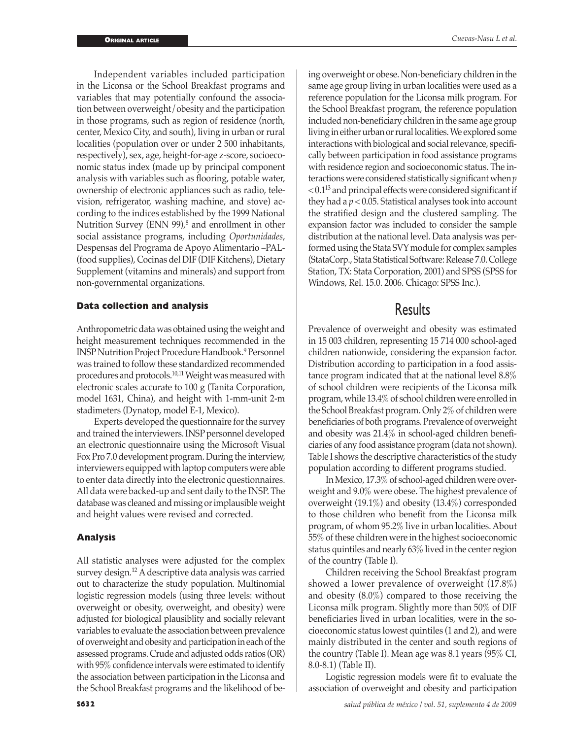Independent variables included participation in the Liconsa or the School Breakfast programs and variables that may potentially confound the association between overweight/obesity and the participation in those programs, such as region of residence (north, center, Mexico City, and south), living in urban or rural localities (population over or under 2 500 inhabitants, respectively), sex, age, height-for-age z-score, socioeconomic status index (made up by principal component analysis with variables such as flooring, potable water, ownership of electronic appliances such as radio, television, refrigerator, washing machine, and stove) according to the indices established by the 1999 National Nutrition Survey (ENN 99),[8] and enrollment in other social assistance programs, including *Oportunidades*, Despensas del Programa de Apoyo Alimentario –PAL- (food supplies), Cocinas del DIF (DIF Kitchens), Dietary Supplement (vitamins and minerals) and support from non-governmental organizations.

### Data collection and analysis

Anthropometric data was obtained using the weight and height measurement techniques recommended in the INSP Nutrition Project Procedure Handbook.[9] Personnel was trained to follow these standardized recommended procedures and protocols.[10,11] Weight was measured with electronic scales accurate to 100 g (Tanita Corporation, model 1631, China), and height with 1-mm-unit 2-m stadimeters (Dynatop, model E-1, Mexico).

Experts developed the questionnaire for the survey and trained the interviewers. INSP personnel developed an electronic questionnaire using the Microsoft Visual Fox Pro 7.0 development program. During the interview, interviewers equipped with laptop computers were able to enter data directly into the electronic questionnaires. All data were backed-up and sent daily to the INSP. The database was cleaned and missing or implausible weight and height values were revised and corrected.

### Analysis

All statistic analyses were adjusted for the complex survey design.[12] A descriptive data analysis was carried out to characterize the study population. Multinomial logistic regression models (using three levels: without overweight or obesity, overweight, and obesity) were adjusted for biological plausiblity and socially relevant variables to evaluate the association between prevalence of overweight and obesity and participation in each of the assessed programs. Crude and adjusted odds ratios (OR) with 95% confidence intervals were estimated to identify the association between participation in the Liconsa and the School Breakfast programs and the likelihood of being overweight or obese. Non-beneficiary children in the same age group living in urban localities were used as a reference population for the Liconsa milk program. For the School Breakfast program, the reference population included non-beneficiary children in the same age group living in either urban or rural localities. We explored some interactions with biological and social relevance, specifically between participation in food assistance programs with residence region and socioeconomic status. The interactions were considered statistically significant when $p < 0.1$[13] and principal effects were considered significant if they had a $p < 0.05$. Statistical analyses took into account the stratified design and the clustered sampling. The expansion factor was included to consider the sample distribution at the national level. Data analysis was performed using the Stata SVY module for complex samples (StataCorp., Stata Statistical Software: Release 7.0. College Station, TX: Stata Corporation, 2001) and SPSS (SPSS for Windows, Rel. 15.0. 2006. Chicago: SPSS Inc.).

## Results

Prevalence of overweight and obesity was estimated in 15 003 children, representing 15 714 000 school-aged children nationwide, considering the expansion factor. Distribution according to participation in a food assistance program indicated that at the national level 8.8% of school children were recipients of the Liconsa milk program, while 13.4% of school children were enrolled in the School Breakfast program. Only 2% of children were beneficiaries of both programs. Prevalence of overweight and obesity was 21.4% in school-aged children beneficiaries of any food assistance program (data not shown). Table I shows the descriptive characteristics of the study population according to different programs studied.

In Mexico, 17.3% of school-aged children were overweight and 9.0% were obese. The highest prevalence of overweight (19.1%) and obesity (13.4%) corresponded to those children who benefit from the Liconsa milk program, of whom 95.2% live in urban localities. About 55% of these children were in the highest socioeconomic status quintiles and nearly 63% lived in the center region of the country (Table I).

Children receiving the School Breakfast program showed a lower prevalence of overweight (17.8%) and obesity (8.0%) compared to those receiving the Liconsa milk program. Slightly more than 50% of DIF beneficiaries lived in urban localities, were in the socioeconomic status lowest quintiles (1 and 2), and were mainly distributed in the center and south regions of the country (Table I). Mean age was 8.1 years (95% CI, 8.0-8.1) (Table II).

Logistic regression models were fit to evaluate the association of overweight and obesity and participation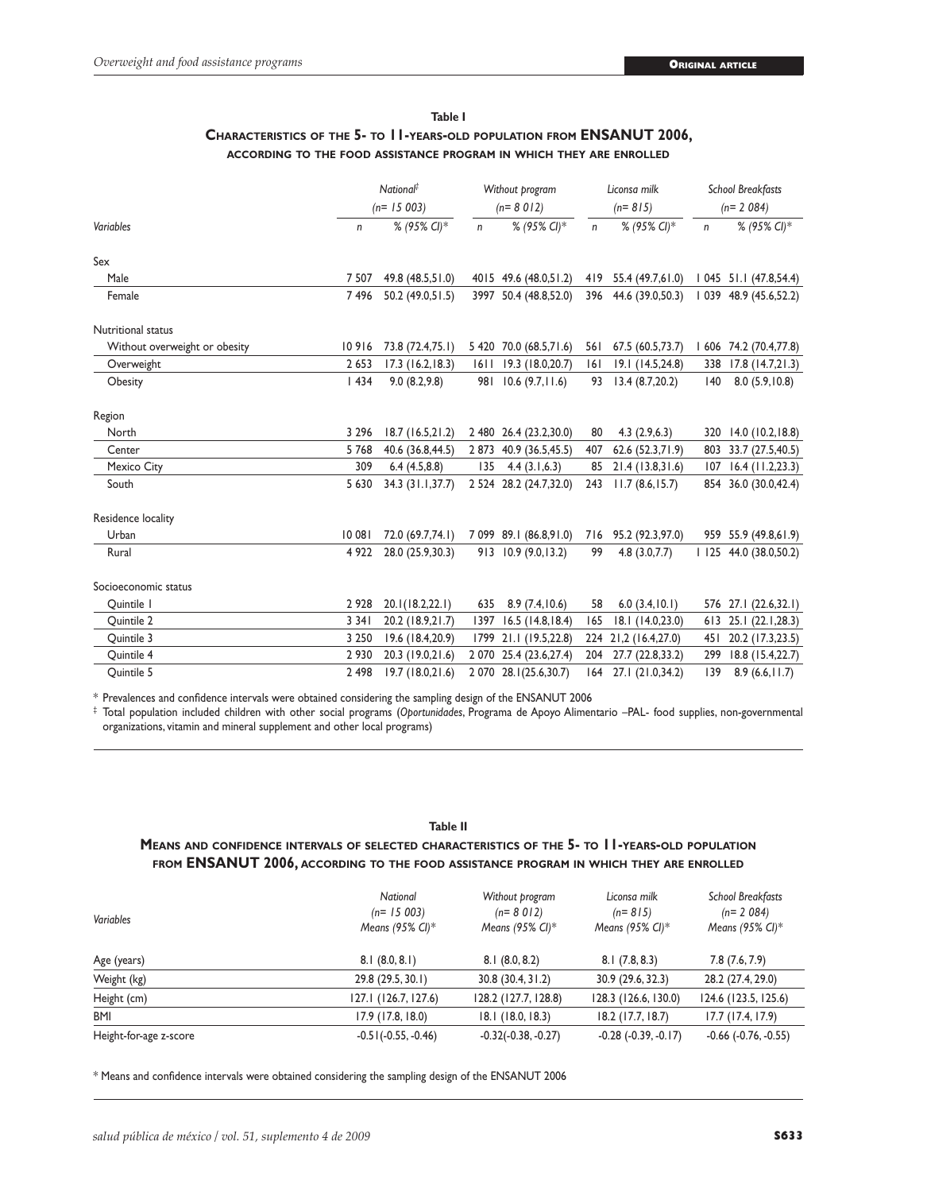**Table I**

**Characteristics of the 5- to 11-years-old population from ENSANUT 2006, according to the food assistance program in which they are enrolled**

| Variables | National[‡] (n= 15 003) | | Without program (n= 8 012) | | Liconsa milk (n= 815) | | School Breakfasts (n= 2 084) | |
|---|---|---|---|---|---|---|---|---|
| | n | % (95% CI)* | n | % (95% CI)* | n | % (95% CI)* | n | % (95% CI)* |
| Sex | | | | | | | | |
| Male | 7 507 | 49.8 (48.5,51.0) | 4015 | 49.6 (48.0,51.2) | 419 | 55.4 (49.7,61.0) | 1 045 | 51.1 (47.8,54.4) |
| Female | 7 496 | 50.2 (49.0,51.5) | 3997 | 50.4 (48.8,52.0) | 396 | 44.6 (39.0,50.3) | 1 039 | 48.9 (45.6,52.2) |
| Nutritional status | | | | | | | | |
| Without overweight or obesity | 10 916 | 73.8 (72.4,75.1) | 5 420 | 70.0 (68.5,71.6) | 561 | 67.5 (60.5,73.7) | 1 606 | 74.2 (70.4,77.8) |
| Overweight | 2 653 | 17.3 (16.2,18.3) | 1611 | 19.3 (18.0,20.7) | 161 | 19.1 (14.5,24.8) | 338 | 17.8 (14.7,21.3) |
| Obesity | 1 434 | 9.0 (8.2,9.8) | 981 | 10.6 (9.7,11.6) | 93 | 13.4 (8.7,20.2) | 140 | 8.0 (5.9,10.8) |
| Region | | | | | | | | |
| North | 3 296 | 18.7 (16.5,21.2) | 2 480 | 26.4 (23.2,30.0) | 80 | 4.3 (2.9,6.3) | 320 | 14.0 (10.2,18.8) |
| Center | 5 768 | 40.6 (36.8,44.5) | 2 873 | 40.9 (36.5,45.5) | 407 | 62.6 (52.3,71.9) | 803 | 33.7 (27.5,40.5) |
| Mexico City | 309 | 6.4 (4.5,8.8) | 135 | 4.4 (3.1,6.3) | 85 | 21.4 (13.8,31.6) | 107 | 16.4 (11.2,23.3) |
| South | 5 630 | 34.3 (31.1,37.7) | 2 524 | 28.2 (24.7,32.0) | 243 | 11.7 (8.6,15.7) | 854 | 36.0 (30.0,42.4) |
| Residence locality | | | | | | | | |
| Urban | 10 081 | 72.0 (69.7,74.1) | 7 099 | 89.1 (86.8,91.0) | 716 | 95.2 (92.3,97.0) | 959 | 55.9 (49.8,61.9) |
| Rural | 4 922 | 28.0 (25.9,30.3) | 913 | 10.9 (9.0,13.2) | 99 | 4.8 (3.0,7.7) | 1 125 | 44.0 (38.0,50.2) |
| Socioeconomic status | | | | | | | | |
| Quintile 1 | 2 928 | 20.1(18.2,22.1) | 635 | 8.9 (7.4,10.6) | 58 | 6.0 (3.4,10.1) | 576 | 27.1 (22.6,32.1) |
| Quintile 2 | 3 341 | 20.2 (18.9,21.7) | 1397 | 16.5 (14.8,18.4) | 165 | 18.1 (14.0,23.0) | 613 | 25.1 (22.1,28.3) |
| Quintile 3 | 3 250 | 19.6 (18.4,20.9) | 1799 | 21.1 (19.5,22.8) | 224 | 21,2 (16.4,27.0) | 451 | 20.2 (17.3,23.5) |
| Quintile 4 | 2 930 | 20.3 (19.0,21.6) | 2 070 | 25.4 (23.6,27.4) | 204 | 27.7 (22.8,33.2) | 299 | 18.8 (15.4,22.7) |
| Quintile 5 | 2 498 | 19.7 (18.0,21.6) | 2 070 | 28.1(25.6,30.7) | 164 | 27.1 (21.0,34.2) | 139 | 8.9 (6.6,11.7) |

\* Prevalences and confidence intervals were obtained considering the sampling design of the ENSANUT 2006

‡ Total population included children with other social programs (*Oportunidades*, Programa de Apoyo Alimentario –PAL- food supplies, non-governmental organizations, vitamin and mineral supplement and other local programs)

**Table II**

**Means and confidence intervals of selected characteristics of the 5- to 11-years-old population from ENSANUT 2006, according to the food assistance program in which they are enrolled**

| Variables | National (n= 15 003) Means (95% CI)* | Without program (n= 8 012) Means (95% CI)* | Liconsa milk (n= 815) Means (95% CI)* | School Breakfasts (n= 2 084) Means (95% CI)* |
|---|---|---|---|---|
| Age (years) | 8.1 (8.0, 8.1) | 8.1 (8.0, 8.2) | 8.1 (7.8, 8.3) | 7.8 (7.6, 7.9) |
| Weight (kg) | 29.8 (29.5, 30.1) | 30.8 (30.4, 31.2) | 30.9 (29.6, 32.3) | 28.2 (27.4, 29.0) |
| Height (cm) | 127.1 (126.7, 127.6) | 128.2 (127.7, 128.8) | 128.3 (126.6, 130.0) | 124.6 (123.5, 125.6) |
| BMI | 17.9 (17.8, 18.0) | 18.1 (18.0, 18.3) | 18.2 (17.7, 18.7) | 17.7 (17.4, 17.9) |
| Height-for-age z-score | -0.51(-0.55, -0.46) | -0.32(-0.38, -0.27) | -0.28 (-0.39, -0.17) | -0.66 (-0.76, -0.55) |

\* Means and confidence intervals were obtained considering the sampling design of the ENSANUT 2006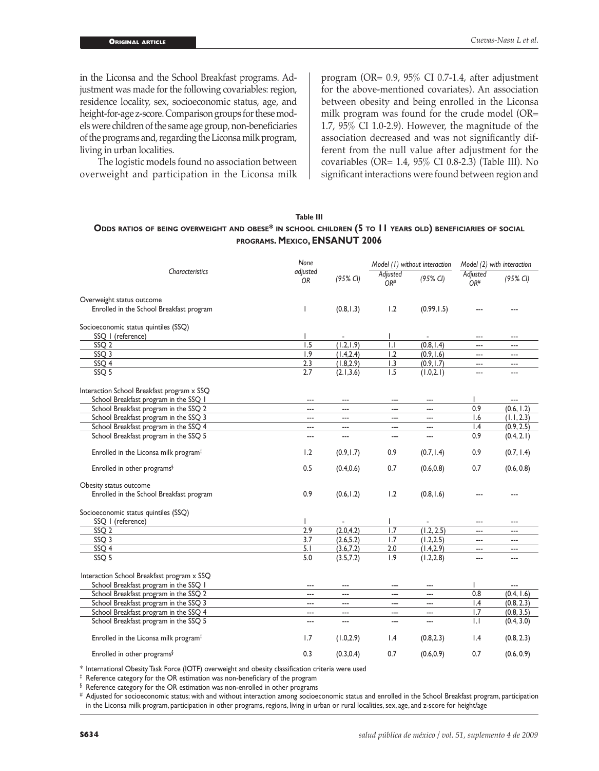in the Liconsa and the School Breakfast programs. Adjustment was made for the following covariables: region, residence locality, sex, socioeconomic status, age, and height-for-age z-score. Comparison groups for these models were children of the same age group, non-beneficiaries of the programs and, regarding the Liconsa milk program, living in urban localities.

The logistic models found no association between overweight and participation in the Liconsa milk program (OR= 0.9, 95% CI 0.7-1.4, after adjustment for the above-mentioned covariates). An association between obesity and being enrolled in the Liconsa milk program was found for the crude model (OR= 1.7, 95% CI 1.0-2.9). However, the magnitude of the association decreased and was not significantly different from the null value after adjustment for the covariables (OR= 1.4, 95% CI 0.8-2.3) (Table III). No significant interactions were found between region and

**Table III**

**Odds ratios of being overweight and obese* in school children (5 to 11 years old) beneficiaries of social programs. Mexico, ENSANUT 2006**

| Characteristics | None adjusted OR | (95% CI) | Model (1) without interaction Adjusted OR# | Model (1) without interaction (95% CI) | Model (2) with interaction Adjusted OR# | Model (2) with interaction (95% CI) |
|---|---|---|---|---|---|---|
| Overweight status outcome | | | | | | |
| Enrolled in the School Breakfast program | 1 | (0.8,1.3) | 1.2 | (0.99,1.5) | --- | --- |
| Socioeconomic status quintiles (SSQ) | | | | | | |
| SSQ 1 (reference) | 1 | - | 1 | - | --- | --- |
| SSQ 2 | 1.5 | (1.2,1.9) | 1.1 | (0.8,1.4) | --- | --- |
| SSQ 3 | 1.9 | (1.4,2.4) | 1.2 | (0.9,1.6) | --- | --- |
| SSQ 4 | 2.3 | (1.8,2.9) | 1.3 | (0.9,1.7) | --- | --- |
| SSQ 5 | 2.7 | (2.1,3.6) | 1.5 | (1.0,2.1) | --- | --- |
| Interaction School Breakfast program x SSQ | | | | | | |
| School Breakfast program in the SSQ 1 | --- | --- | --- | --- | 1 | --- |
| School Breakfast program in the SSQ 2 | --- | --- | --- | --- | 0.9 | (0.6, 1.2) |
| School Breakfast program in the SSQ 3 | --- | --- | --- | --- | 1.6 | (1.1, 2.3) |
| School Breakfast program in the SSQ 4 | --- | --- | --- | --- | 1.4 | (0.9, 2.5) |
| School Breakfast program in the SSQ 5 | --- | --- | --- | --- | 0.9 | (0.4, 2.1) |
| Enrolled in the Liconsa milk program‡ | 1.2 | (0.9,1.7) | 0.9 | (0.7,1.4) | 0.9 | (0.7, 1.4) |
| Enrolled in other programs§ | 0.5 | (0.4,0.6) | 0.7 | (0.6,0.8) | 0.7 | (0.6, 0.8) |
| Obesity status outcome | | | | | | |
| Enrolled in the School Breakfast program | 0.9 | (0.6,1.2) | 1.2 | (0.8,1.6) | --- | --- |
| Socioeconomic status quintiles (SSQ) | | | | | | |
| SSQ 1 (reference) | 1 | - | 1 | - | --- | --- |
| SSQ 2 | 2.9 | (2.0,4.2) | 1.7 | (1.2, 2.5) | --- | --- |
| SSQ 3 | 3.7 | (2.6,5.2) | 1.7 | (1.2,2.5) | --- | --- |
| SSQ 4 | 5.1 | (3.6,7.2) | 2.0 | (1.4,2.9) | --- | --- |
| SSQ 5 | 5.0 | (3.5,7.2) | 1.9 | (1.2,2.8) | --- | --- |
| Interaction School Breakfast program x SSQ | | | | | | |
| School Breakfast program in the SSQ 1 | --- | --- | --- | --- | 1 | --- |
| School Breakfast program in the SSQ 2 | --- | --- | --- | --- | 0.8 | (0.4, 1.6) |
| School Breakfast program in the SSQ 3 | --- | --- | --- | --- | 1.4 | (0.8, 2.3) |
| School Breakfast program in the SSQ 4 | --- | --- | --- | --- | 1.7 | (0.8, 3.5) |
| School Breakfast program in the SSQ 5 | --- | --- | --- | --- | 1.1 | (0.4, 3.0) |
| Enrolled in the Liconsa milk program‡ | 1.7 | (1.0,2.9) | 1.4 | (0.8,2.3) | 1.4 | (0.8, 2.3) |
| Enrolled in other programs§ | 0.3 | (0.3,0.4) | 0.7 | (0.6,0.9) | 0.7 | (0.6, 0.9) |

\* International Obesity Task Force (IOTF) overweight and obesity classification criteria were used

‡ Reference category for the OR estimation was non-beneficiary of the program

§ Reference category for the OR estimation was non-enrolled in other programs

# Adjusted for socioeconomic status; with and without interaction among socioeconomic status and enrolled in the School Breakfast program, participation in the Liconsa milk program, participation in other programs, regions, living in urban or rural localities, sex, age, and z-score for height/age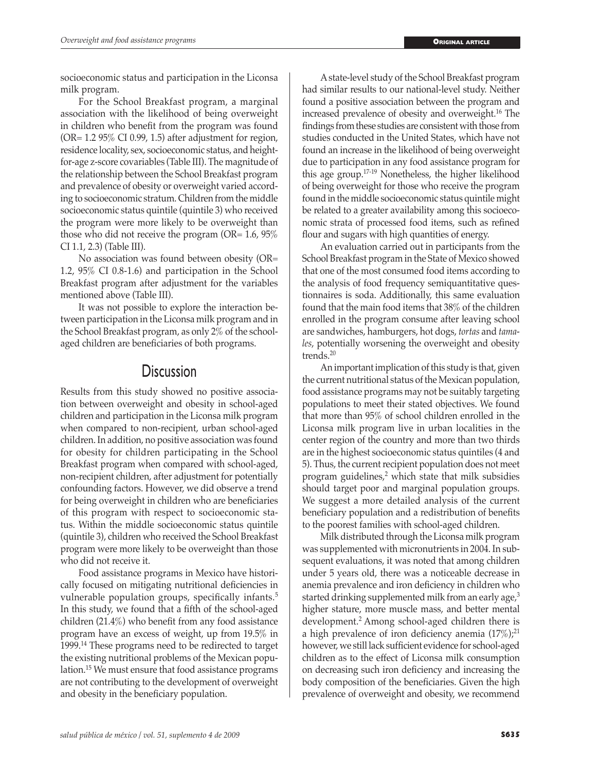socioeconomic status and participation in the Liconsa milk program.

For the School Breakfast program, a marginal association with the likelihood of being overweight in children who benefit from the program was found (OR= 1.2 95% CI 0.99, 1.5) after adjustment for region, residence locality, sex, socioeconomic status, and height-for-age z-score covariables (Table III). The magnitude of the relationship between the School Breakfast program and prevalence of obesity or overweight varied according to socioeconomic stratum. Children from the middle socioeconomic status quintile (quintile 3) who received the program were more likely to be overweight than those who did not receive the program (OR= 1.6, 95% CI 1.1, 2.3) (Table III).

No association was found between obesity (OR= 1.2, 95% CI 0.8-1.6) and participation in the School Breakfast program after adjustment for the variables mentioned above (Table III).

It was not possible to explore the interaction between participation in the Liconsa milk program and in the School Breakfast program, as only 2% of the school-aged children are beneficiaries of both programs.

# Discussion

Results from this study showed no positive association between overweight and obesity in school-aged children and participation in the Liconsa milk program when compared to non-recipient, urban school-aged children. In addition, no positive association was found for obesity for children participating in the School Breakfast program when compared with school-aged, non-recipient children, after adjustment for potentially confounding factors. However, we did observe a trend for being overweight in children who are beneficiaries of this program with respect to socioeconomic status. Within the middle socioeconomic status quintile (quintile 3), children who received the School Breakfast program were more likely to be overweight than those who did not receive it.

Food assistance programs in Mexico have historically focused on mitigating nutritional deficiencies in vulnerable population groups, specifically infants.[5] In this study, we found that a fifth of the school-aged children (21.4%) who benefit from any food assistance program have an excess of weight, up from 19.5% in 1999.[14] These programs need to be redirected to target the existing nutritional problems of the Mexican population.[15] We must ensure that food assistance programs are not contributing to the development of overweight and obesity in the beneficiary population.

A state-level study of the School Breakfast program had similar results to our national-level study. Neither found a positive association between the program and increased prevalence of obesity and overweight.[16] The findings from these studies are consistent with those from studies conducted in the United States, which have not found an increase in the likelihood of being overweight due to participation in any food assistance program for this age group.[17-19] Nonetheless, the higher likelihood of being overweight for those who receive the program found in the middle socioeconomic status quintile might be related to a greater availability among this socioeconomic strata of processed food items, such as refined flour and sugars with high quantities of energy.

An evaluation carried out in participants from the School Breakfast program in the State of Mexico showed that one of the most consumed food items according to the analysis of food frequency semiquantitative questionnaires is soda. Additionally, this same evaluation found that the main food items that 38% of the children enrolled in the program consume after leaving school are sandwiches, hamburgers, hot dogs, *tortas* and *tamales*, potentially worsening the overweight and obesity trends.[20]

An important implication of this study is that, given the current nutritional status of the Mexican population, food assistance programs may not be suitably targeting populations to meet their stated objectives. We found that more than 95% of school children enrolled in the Liconsa milk program live in urban localities in the center region of the country and more than two thirds are in the highest socioeconomic status quintiles (4 and 5). Thus, the current recipient population does not meet program guidelines,[2] which state that milk subsidies should target poor and marginal population groups. We suggest a more detailed analysis of the current beneficiary population and a redistribution of benefits to the poorest families with school-aged children.

Milk distributed through the Liconsa milk program was supplemented with micronutrients in 2004. In subsequent evaluations, it was noted that among children under 5 years old, there was a noticeable decrease in anemia prevalence and iron deficiency in children who started drinking supplemented milk from an early age,[3] higher stature, more muscle mass, and better mental development.[2] Among school-aged children there is a high prevalence of iron deficiency anemia (17%);[21] however, we still lack sufficient evidence for school-aged children as to the effect of Liconsa milk consumption on decreasing such iron deficiency and increasing the body composition of the beneficiaries. Given the high prevalence of overweight and obesity, we recommend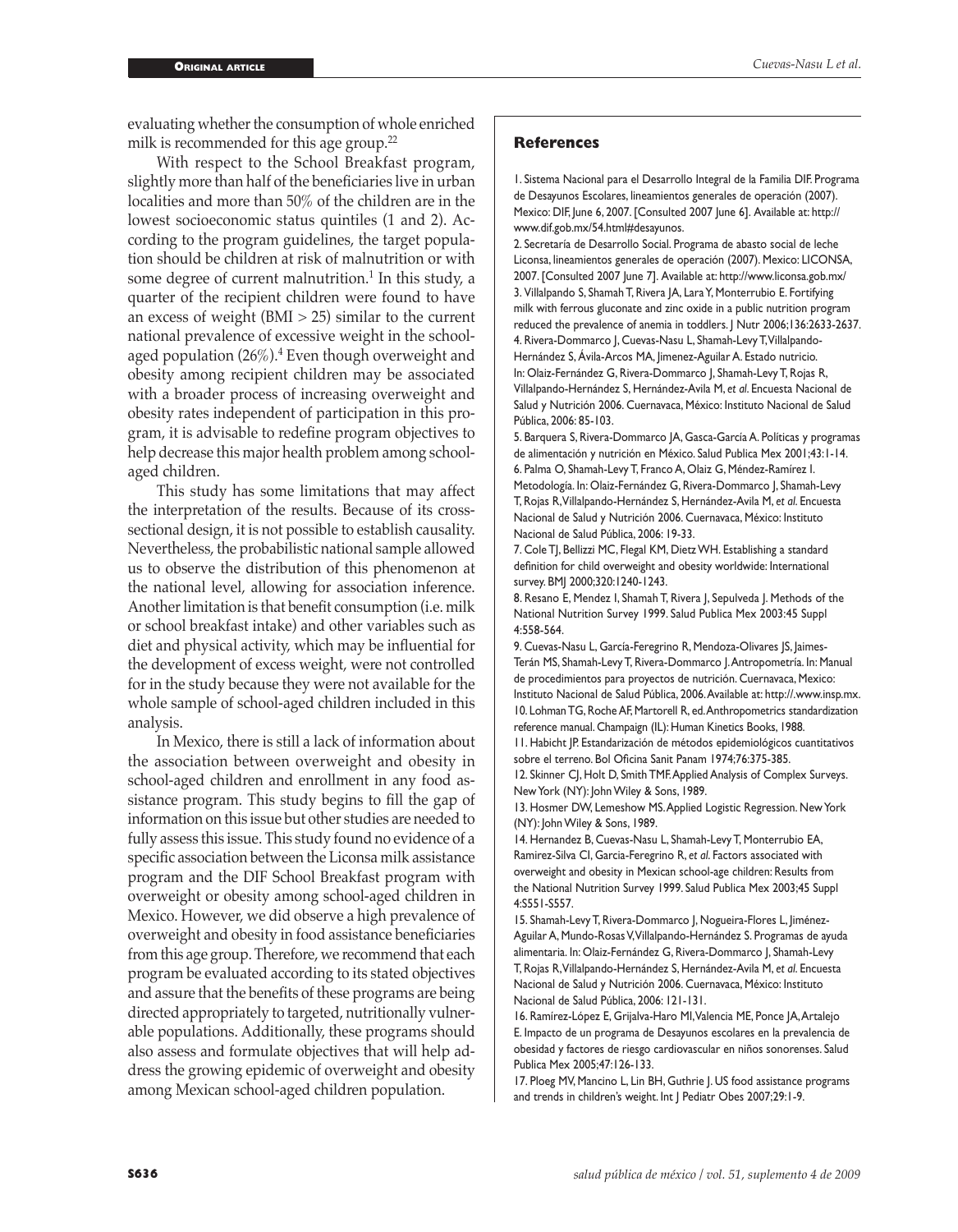evaluating whether the consumption of whole enriched milk is recommended for this age group.[22]

With respect to the School Breakfast program, slightly more than half of the beneficiaries live in urban localities and more than 50% of the children are in the lowest socioeconomic status quintiles (1 and 2). According to the program guidelines, the target population should be children at risk of malnutrition or with some degree of current malnutrition.[1] In this study, a quarter of the recipient children were found to have an excess of weight (BMI > 25) similar to the current national prevalence of excessive weight in the school-aged population (26%).[4] Even though overweight and obesity among recipient children may be associated with a broader process of increasing overweight and obesity rates independent of participation in this program, it is advisable to redefine program objectives to help decrease this major health problem among school-aged children.

This study has some limitations that may affect the interpretation of the results. Because of its cross-sectional design, it is not possible to establish causality. Nevertheless, the probabilistic national sample allowed us to observe the distribution of this phenomenon at the national level, allowing for association inference. Another limitation is that benefit consumption (i.e. milk or school breakfast intake) and other variables such as diet and physical activity, which may be influential for the development of excess weight, were not controlled for in the study because they were not available for the whole sample of school-aged children included in this analysis.

In Mexico, there is still a lack of information about the association between overweight and obesity in school-aged children and enrollment in any food assistance program. This study begins to fill the gap of information on this issue but other studies are needed to fully assess this issue. This study found no evidence of a specific association between the Liconsa milk assistance program and the DIF School Breakfast program with overweight or obesity among school-aged children in Mexico. However, we did observe a high prevalence of overweight and obesity in food assistance beneficiaries from this age group. Therefore, we recommend that each program be evaluated according to its stated objectives and assure that the benefits of these programs are being directed appropriately to targeted, nutritionally vulnerable populations. Additionally, these programs should also assess and formulate objectives that will help address the growing epidemic of overweight and obesity among Mexican school-aged children population.

## References

1. Sistema Nacional para el Desarrollo Integral de la Familia DIF. Programa de Desayunos Escolares, lineamientos generales de operación (2007). Mexico: DIF, June 6, 2007. [Consulted 2007 June 6]. Available at: http://www.dif.gob.mx/54.html#desayunos.
2. Secretaría de Desarrollo Social. Programa de abasto social de leche Liconsa, lineamientos generales de operación (2007). Mexico: LICONSA, 2007. [Consulted 2007 June 7]. Available at: http://www.liconsa.gob.mx/
3. Villalpando S, Shamah T, Rivera JA, Lara Y, Monterrubio E. Fortifying milk with ferrous gluconate and zinc oxide in a public nutrition program reduced the prevalence of anemia in toddlers. J Nutr 2006;136:2633-2637.
4. Rivera-Dommarco J, Cuevas-Nasu L, Shamah-Levy T, Villalpando-Hernández S, Ávila-Arcos MA, Jimenez-Aguilar A. Estado nutricio. In: Olaiz-Fernández G, Rivera-Dommarco J, Shamah-Levy T, Rojas R, Villalpando-Hernández S, Hernández-Avila M, *et al*. Encuesta Nacional de Salud y Nutrición 2006. Cuernavaca, México: Instituto Nacional de Salud Pública, 2006: 85-103.
5. Barquera S, Rivera-Dommarco JA, Gasca-García A. Políticas y programas de alimentación y nutrición en México. Salud Publica Mex 2001;43:1-14.
6. Palma O, Shamah-Levy T, Franco A, Olaiz G, Méndez-Ramírez I. Metodología. In: Olaiz-Fernández G, Rivera-Dommarco J, Shamah-Levy T, Rojas R, Villalpando-Hernández S, Hernández-Avila M, *et al*. Encuesta Nacional de Salud y Nutrición 2006. Cuernavaca, México: Instituto Nacional de Salud Pública, 2006: 19-33.
7. Cole TJ, Bellizzi MC, Flegal KM, Dietz WH. Establishing a standard definition for child overweight and obesity worldwide: International survey. BMJ 2000;320:1240-1243.
8. Resano E, Mendez I, Shamah T, Rivera J, Sepulveda J. Methods of the National Nutrition Survey 1999. Salud Publica Mex 2003:45 Suppl 4:558-564.
9. Cuevas-Nasu L, García-Feregrino R, Mendoza-Olivares JS, Jaimes-Terán MS, Shamah-Levy T, Rivera-Dommarco J. Antropometría. In: Manual de procedimientos para proyectos de nutrición. Cuernavaca, Mexico: Instituto Nacional de Salud Pública, 2006. Available at: http://.www.insp.mx.
10. Lohman TG, Roche AF, Martorell R, ed. Anthropometrics standardization reference manual. Champaign (IL): Human Kinetics Books, 1988.
11. Habicht JP. Estandarización de métodos epidemiológicos cuantitativos sobre el terreno. Bol Oficina Sanit Panam 1974;76:375-385.
12. Skinner CJ, Holt D, Smith TMF. Applied Analysis of Complex Surveys. New York (NY): John Wiley & Sons, 1989.
13. Hosmer DW, Lemeshow MS. Applied Logistic Regression. New York (NY): John Wiley & Sons, 1989.
14. Hernandez B, Cuevas-Nasu L, Shamah-Levy T, Monterrubio EA, Ramirez-Silva CI, Garcia-Feregrino R, *et al*. Factors associated with overweight and obesity in Mexican school-age children: Results from the National Nutrition Survey 1999. Salud Publica Mex 2003;45 Suppl 4:S551-S557.
15. Shamah-Levy T, Rivera-Dommarco J, Nogueira-Flores L, Jiménez-Aguilar A, Mundo-Rosas V, Villalpando-Hernández S. Programas de ayuda alimentaria. In: Olaiz-Fernández G, Rivera-Dommarco J, Shamah-Levy T, Rojas R, Villalpando-Hernández S, Hernández-Avila M, *et al*. Encuesta Nacional de Salud y Nutrición 2006. Cuernavaca, México: Instituto Nacional de Salud Pública, 2006: 121-131.
16. Ramírez-López E, Grijalva-Haro MI, Valencia ME, Ponce JA, Artalejo E. Impacto de un programa de Desayunos escolares en la prevalencia de obesidad y factores de riesgo cardiovascular en niños sonorenses. Salud Publica Mex 2005;47:126-133.
17. Ploeg MV, Mancino L, Lin BH, Guthrie J. US food assistance programs and trends in children's weight. Int J Pediatr Obes 2007;29:1-9.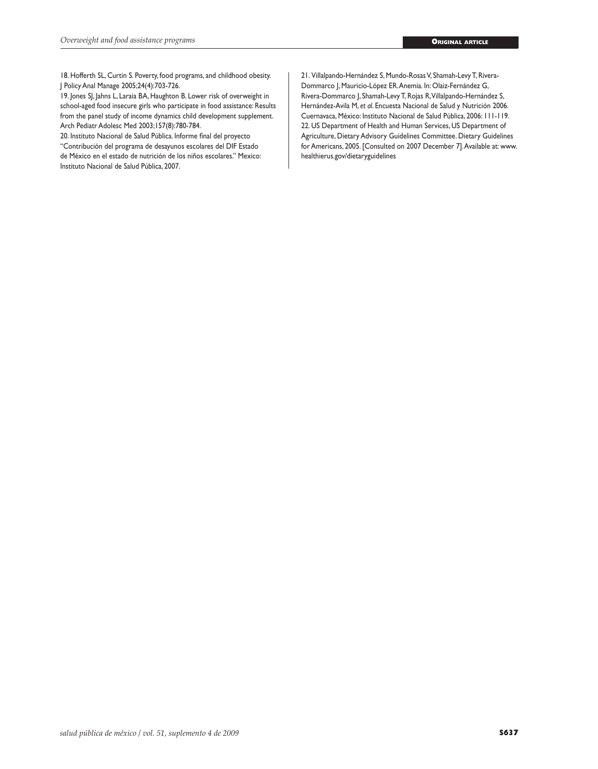18. Hofferth SL, Curtin S. Poverty, food programs, and childhood obesity. J Policy Anal Manage 2005;24(4):703-726.

19. Jones SJ, Jahns L, Laraia BA, Haughton B. Lower risk of overweight in school-aged food insecure girls who participate in food assistance: Results from the panel study of income dynamics child development supplement. Arch Pediatr Adolesc Med 2003;157(8):780-784.

20. Instituto Nacional de Salud Pública. Informe final del proyecto "Contribución del programa de desayunos escolares del DIF Estado de México en el estado de nutrición de los niños escolares." Mexico: Instituto Nacional de Salud Pública, 2007.

21. Villalpando-Hernández S, Mundo-Rosas V, Shamah-Levy T, Rivera-Dommarco J, Mauricio-López ER. Anemia. In: Olaiz-Fernández G, Rivera-Dommarco J, Shamah-Levy T, Rojas R, Villalpando-Hernández S, Hernández-Avila M, *et al*. Encuesta Nacional de Salud y Nutrición 2006. Cuernavaca, México: Instituto Nacional de Salud Pública, 2006: 111-119.

22. US Department of Health and Human Services, US Department of Agriculture, Dietary Advisory Guidelines Committee. Dietary Guidelines for Americans, 2005. [Consulted on 2007 December 7]. Available at: www.healthierus.gov/dietaryguidelines